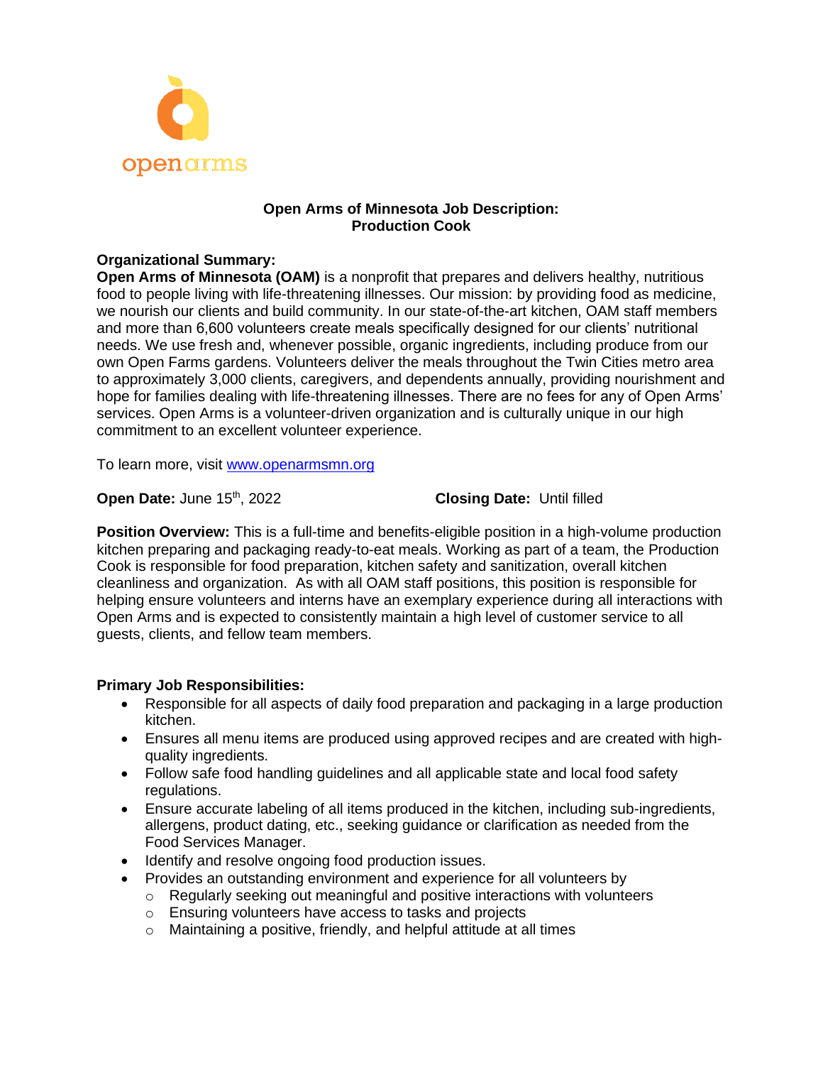openarms

# Open Arms of Minnesota Job Description: Production Cook

**Organizational Summary:**
**Open Arms of Minnesota (OAM)** is a nonprofit that prepares and delivers healthy, nutritious food to people living with life-threatening illnesses. Our mission: by providing food as medicine, we nourish our clients and build community. In our state-of-the-art kitchen, OAM staff members and more than 6,600 volunteers create meals specifically designed for our clients' nutritional needs. We use fresh and, whenever possible, organic ingredients, including produce from our own Open Farms gardens. Volunteers deliver the meals throughout the Twin Cities metro area to approximately 3,000 clients, caregivers, and dependents annually, providing nourishment and hope for families dealing with life-threatening illnesses. There are no fees for any of Open Arms' services. Open Arms is a volunteer-driven organization and is culturally unique in our high commitment to an excellent volunteer experience.

To learn more, visit [www.openarmsmn.org](http://www.openarmsmn.org)

**Open Date:** June 15th, 2022 **Closing Date:** Until filled

**Position Overview:** This is a full-time and benefits-eligible position in a high-volume production kitchen preparing and packaging ready-to-eat meals. Working as part of a team, the Production Cook is responsible for food preparation, kitchen safety and sanitization, overall kitchen cleanliness and organization. As with all OAM staff positions, this position is responsible for helping ensure volunteers and interns have an exemplary experience during all interactions with Open Arms and is expected to consistently maintain a high level of customer service to all guests, clients, and fellow team members.

**Primary Job Responsibilities:**

- Responsible for all aspects of daily food preparation and packaging in a large production kitchen.
- Ensures all menu items are produced using approved recipes and are created with high-quality ingredients.
- Follow safe food handling guidelines and all applicable state and local food safety regulations.
- Ensure accurate labeling of all items produced in the kitchen, including sub-ingredients, allergens, product dating, etc., seeking guidance or clarification as needed from the Food Services Manager.
- Identify and resolve ongoing food production issues.
- Provides an outstanding environment and experience for all volunteers by
  - Regularly seeking out meaningful and positive interactions with volunteers
  - Ensuring volunteers have access to tasks and projects
  - Maintaining a positive, friendly, and helpful attitude at all times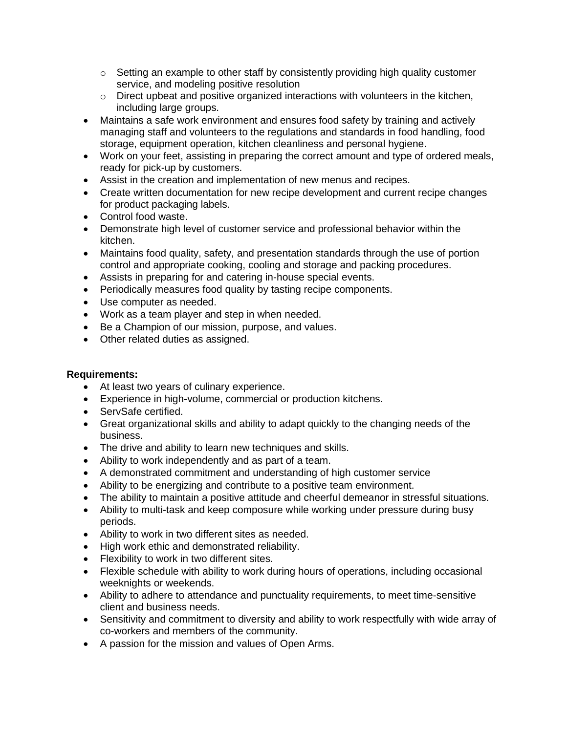- Setting an example to other staff by consistently providing high quality customer service, and modeling positive resolution
  - Direct upbeat and positive organized interactions with volunteers in the kitchen, including large groups.
- Maintains a safe work environment and ensures food safety by training and actively managing staff and volunteers to the regulations and standards in food handling, food storage, equipment operation, kitchen cleanliness and personal hygiene.
- Work on your feet, assisting in preparing the correct amount and type of ordered meals, ready for pick-up by customers.
- Assist in the creation and implementation of new menus and recipes.
- Create written documentation for new recipe development and current recipe changes for product packaging labels.
- Control food waste.
- Demonstrate high level of customer service and professional behavior within the kitchen.
- Maintains food quality, safety, and presentation standards through the use of portion control and appropriate cooking, cooling and storage and packing procedures.
- Assists in preparing for and catering in-house special events.
- Periodically measures food quality by tasting recipe components.
- Use computer as needed.
- Work as a team player and step in when needed.
- Be a Champion of our mission, purpose, and values.
- Other related duties as assigned.

**Requirements:**

- At least two years of culinary experience.
- Experience in high-volume, commercial or production kitchens.
- ServSafe certified.
- Great organizational skills and ability to adapt quickly to the changing needs of the business.
- The drive and ability to learn new techniques and skills.
- Ability to work independently and as part of a team.
- A demonstrated commitment and understanding of high customer service
- Ability to be energizing and contribute to a positive team environment.
- The ability to maintain a positive attitude and cheerful demeanor in stressful situations.
- Ability to multi-task and keep composure while working under pressure during busy periods.
- Ability to work in two different sites as needed.
- High work ethic and demonstrated reliability.
- Flexibility to work in two different sites.
- Flexible schedule with ability to work during hours of operations, including occasional weeknights or weekends.
- Ability to adhere to attendance and punctuality requirements, to meet time-sensitive client and business needs.
- Sensitivity and commitment to diversity and ability to work respectfully with wide array of co-workers and members of the community.
- A passion for the mission and values of Open Arms.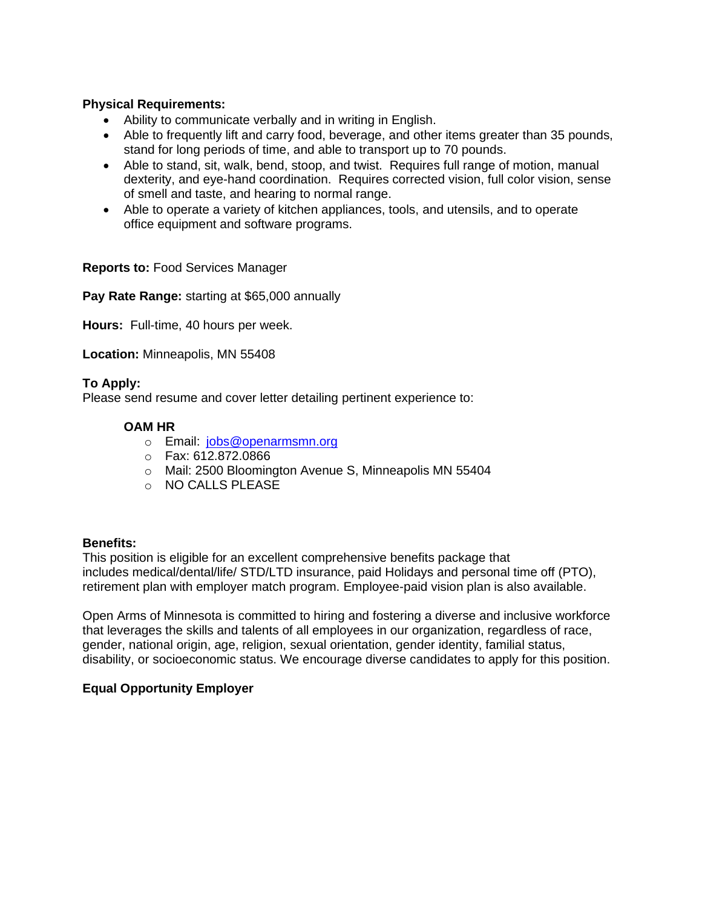**Physical Requirements:**

- Ability to communicate verbally and in writing in English.
- Able to frequently lift and carry food, beverage, and other items greater than 35 pounds, stand for long periods of time, and able to transport up to 70 pounds.
- Able to stand, sit, walk, bend, stoop, and twist. Requires full range of motion, manual dexterity, and eye-hand coordination. Requires corrected vision, full color vision, sense of smell and taste, and hearing to normal range.
- Able to operate a variety of kitchen appliances, tools, and utensils, and to operate office equipment and software programs.

**Reports to:** Food Services Manager

**Pay Rate Range:** starting at $65,000 annually

**Hours:** Full-time, 40 hours per week.

**Location:** Minneapolis, MN 55408

**To Apply:**
Please send resume and cover letter detailing pertinent experience to:

**OAM HR**

- Email: jobs@openarmsmn.org
- Fax: 612.872.0866
- Mail: 2500 Bloomington Avenue S, Minneapolis MN 55404
- NO CALLS PLEASE

**Benefits:**
This position is eligible for an excellent comprehensive benefits package that includes medical/dental/life/ STD/LTD insurance, paid Holidays and personal time off (PTO), retirement plan with employer match program. Employee-paid vision plan is also available.

Open Arms of Minnesota is committed to hiring and fostering a diverse and inclusive workforce that leverages the skills and talents of all employees in our organization, regardless of race, gender, national origin, age, religion, sexual orientation, gender identity, familial status, disability, or socioeconomic status. We encourage diverse candidates to apply for this position.

**Equal Opportunity Employer**